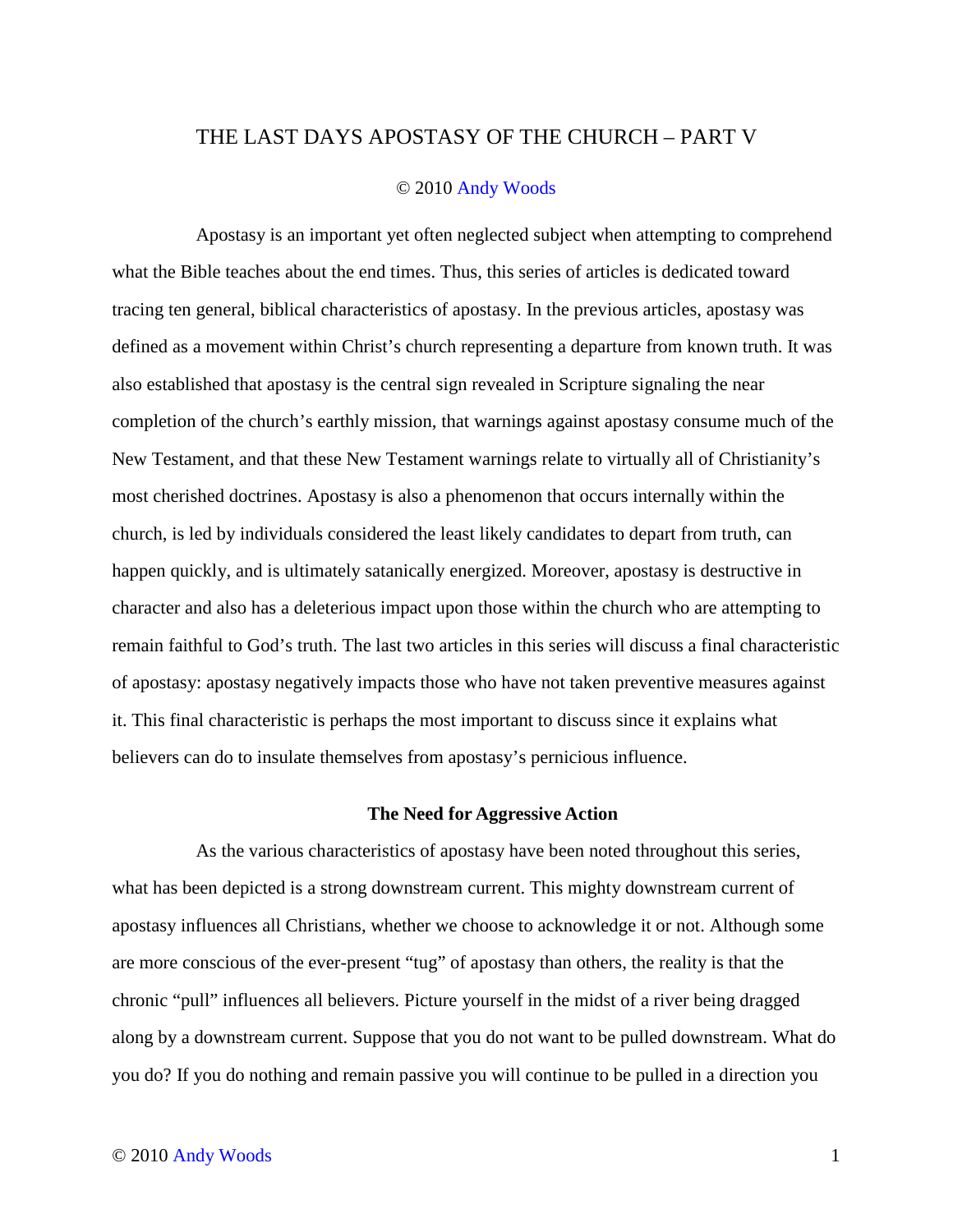# THE LAST DAYS APOSTASY OF THE CHURCH – PART V

© 2010 Andy Woods

Apostasy is an important yet often neglected subject when attempting to comprehend what the Bible teaches about the end times. Thus, this series of articles is dedicated toward tracing ten general, biblical characteristics of apostasy. In the previous articles, apostasy was defined as a movement within Christ's church representing a departure from known truth. It was also established that apostasy is the central sign revealed in Scripture signaling the near completion of the church's earthly mission, that warnings against apostasy consume much of the New Testament, and that these New Testament warnings relate to virtually all of Christianity's most cherished doctrines. Apostasy is also a phenomenon that occurs internally within the church, is led by individuals considered the least likely candidates to depart from truth, can happen quickly, and is ultimately satanically energized. Moreover, apostasy is destructive in character and also has a deleterious impact upon those within the church who are attempting to remain faithful to God's truth. The last two articles in this series will discuss a final characteristic of apostasy: apostasy negatively impacts those who have not taken preventive measures against it. This final characteristic is perhaps the most important to discuss since it explains what believers can do to insulate themselves from apostasy's pernicious influence.

## The Need for Aggressive Action

As the various characteristics of apostasy have been noted throughout this series, what has been depicted is a strong downstream current. This mighty downstream current of apostasy influences all Christians, whether we choose to acknowledge it or not. Although some are more conscious of the ever-present "tug" of apostasy than others, the reality is that the chronic "pull" influences all believers. Picture yourself in the midst of a river being dragged along by a downstream current. Suppose that you do not want to be pulled downstream. What do you do? If you do nothing and remain passive you will continue to be pulled in a direction you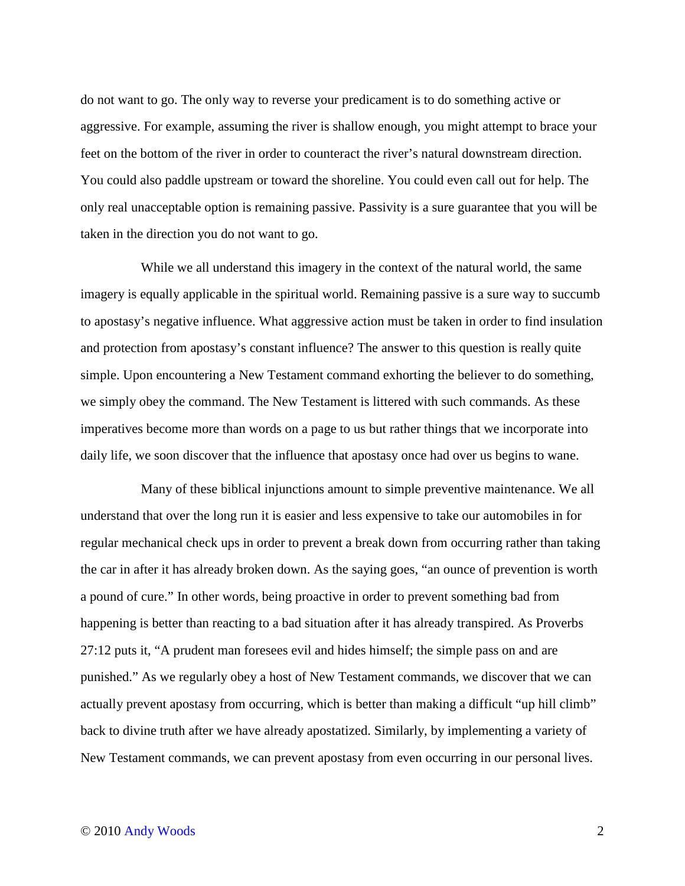do not want to go. The only way to reverse your predicament is to do something active or aggressive. For example, assuming the river is shallow enough, you might attempt to brace your feet on the bottom of the river in order to counteract the river's natural downstream direction. You could also paddle upstream or toward the shoreline. You could even call out for help. The only real unacceptable option is remaining passive. Passivity is a sure guarantee that you will be taken in the direction you do not want to go.

While we all understand this imagery in the context of the natural world, the same imagery is equally applicable in the spiritual world. Remaining passive is a sure way to succumb to apostasy's negative influence. What aggressive action must be taken in order to find insulation and protection from apostasy's constant influence? The answer to this question is really quite simple. Upon encountering a New Testament command exhorting the believer to do something, we simply obey the command. The New Testament is littered with such commands. As these imperatives become more than words on a page to us but rather things that we incorporate into daily life, we soon discover that the influence that apostasy once had over us begins to wane.

Many of these biblical injunctions amount to simple preventive maintenance. We all understand that over the long run it is easier and less expensive to take our automobiles in for regular mechanical check ups in order to prevent a break down from occurring rather than taking the car in after it has already broken down. As the saying goes, "an ounce of prevention is worth a pound of cure." In other words, being proactive in order to prevent something bad from happening is better than reacting to a bad situation after it has already transpired. As Proverbs 27:12 puts it, "A prudent man foresees evil and hides himself; the simple pass on and are punished." As we regularly obey a host of New Testament commands, we discover that we can actually prevent apostasy from occurring, which is better than making a difficult "up hill climb" back to divine truth after we have already apostatized. Similarly, by implementing a variety of New Testament commands, we can prevent apostasy from even occurring in our personal lives.

© 2010 Andy Woods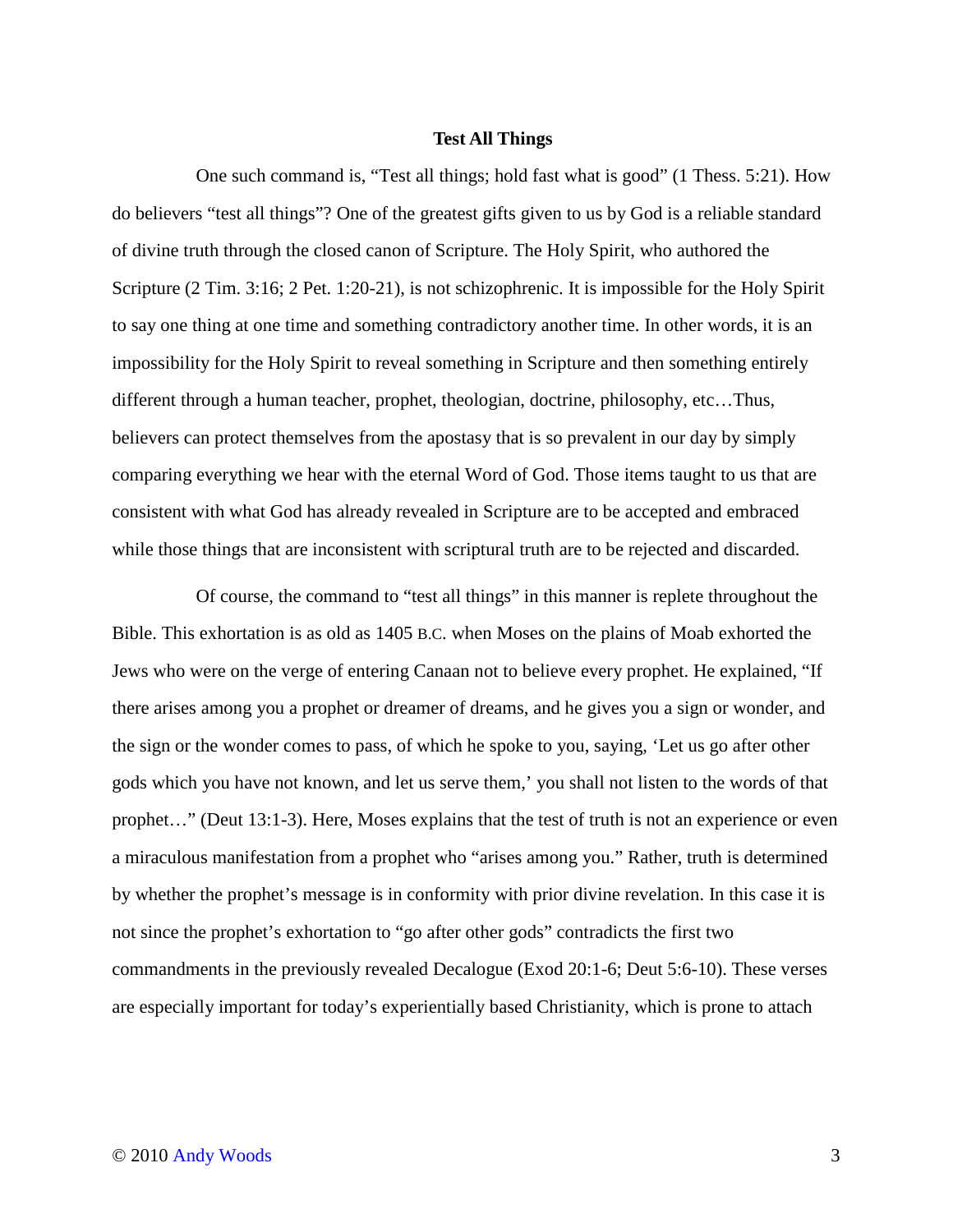**Test All Things**

One such command is, "Test all things; hold fast what is good" (1 Thess. 5:21). How do believers "test all things"? One of the greatest gifts given to us by God is a reliable standard of divine truth through the closed canon of Scripture. The Holy Spirit, who authored the Scripture (2 Tim. 3:16; 2 Pet. 1:20-21), is not schizophrenic. It is impossible for the Holy Spirit to say one thing at one time and something contradictory another time. In other words, it is an impossibility for the Holy Spirit to reveal something in Scripture and then something entirely different through a human teacher, prophet, theologian, doctrine, philosophy, etc…Thus, believers can protect themselves from the apostasy that is so prevalent in our day by simply comparing everything we hear with the eternal Word of God. Those items taught to us that are consistent with what God has already revealed in Scripture are to be accepted and embraced while those things that are inconsistent with scriptural truth are to be rejected and discarded.

Of course, the command to "test all things" in this manner is replete throughout the Bible. This exhortation is as old as 1405 B.C. when Moses on the plains of Moab exhorted the Jews who were on the verge of entering Canaan not to believe every prophet. He explained, "If there arises among you a prophet or dreamer of dreams, and he gives you a sign or wonder, and the sign or the wonder comes to pass, of which he spoke to you, saying, 'Let us go after other gods which you have not known, and let us serve them,' you shall not listen to the words of that prophet…" (Deut 13:1-3). Here, Moses explains that the test of truth is not an experience or even a miraculous manifestation from a prophet who "arises among you." Rather, truth is determined by whether the prophet's message is in conformity with prior divine revelation. In this case it is not since the prophet's exhortation to "go after other gods" contradicts the first two commandments in the previously revealed Decalogue (Exod 20:1-6; Deut 5:6-10). These verses are especially important for today's experientially based Christianity, which is prone to attach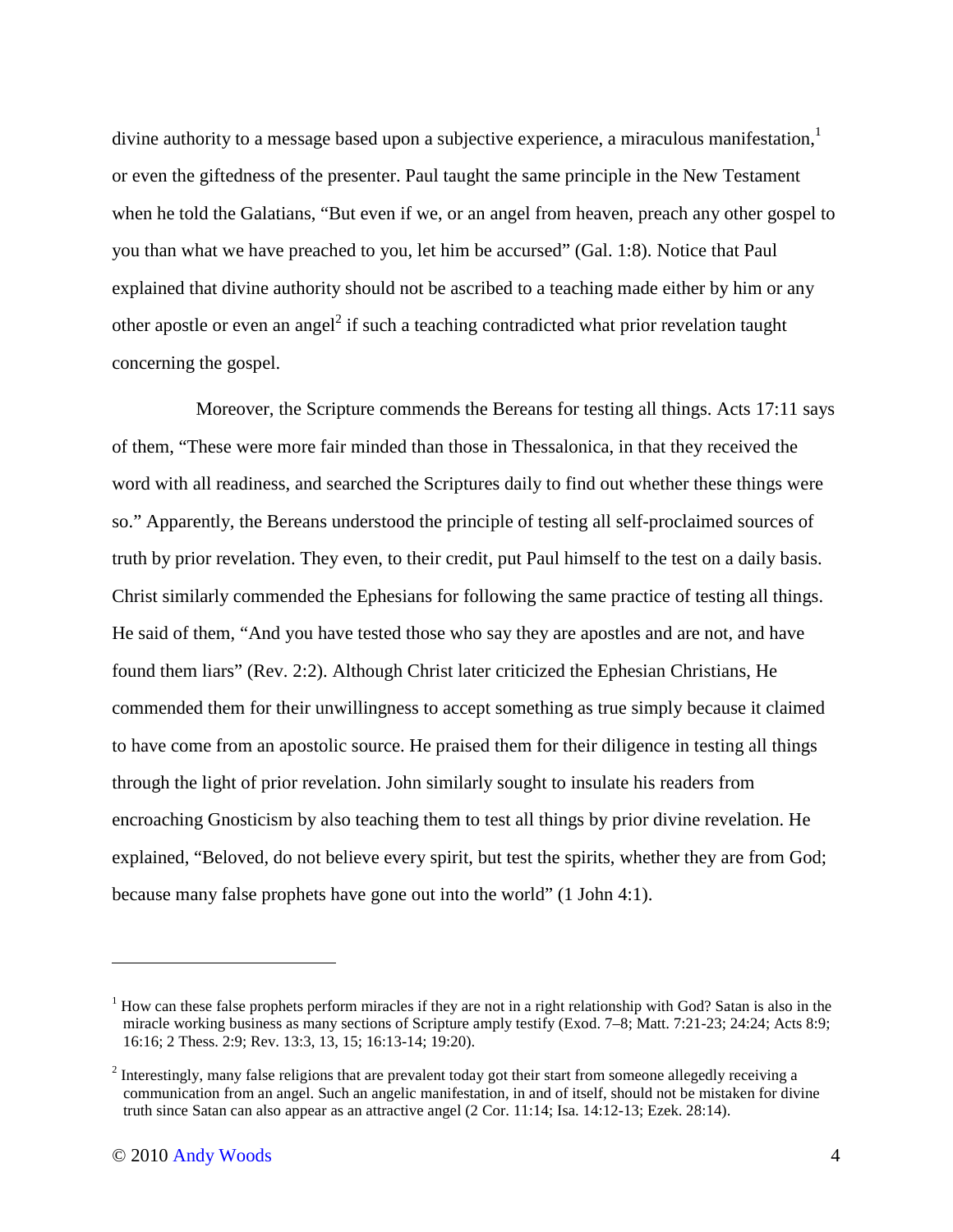divine authority to a message based upon a subjective experience, a miraculous manifestation,[1] or even the giftedness of the presenter. Paul taught the same principle in the New Testament when he told the Galatians, "But even if we, or an angel from heaven, preach any other gospel to you than what we have preached to you, let him be accursed" (Gal. 1:8). Notice that Paul explained that divine authority should not be ascribed to a teaching made either by him or any other apostle or even an angel[2] if such a teaching contradicted what prior revelation taught concerning the gospel.

Moreover, the Scripture commends the Bereans for testing all things. Acts 17:11 says of them, "These were more fair minded than those in Thessalonica, in that they received the word with all readiness, and searched the Scriptures daily to find out whether these things were so." Apparently, the Bereans understood the principle of testing all self-proclaimed sources of truth by prior revelation. They even, to their credit, put Paul himself to the test on a daily basis. Christ similarly commended the Ephesians for following the same practice of testing all things. He said of them, "And you have tested those who say they are apostles and are not, and have found them liars" (Rev. 2:2). Although Christ later criticized the Ephesian Christians, He commended them for their unwillingness to accept something as true simply because it claimed to have come from an apostolic source. He praised them for their diligence in testing all things through the light of prior revelation. John similarly sought to insulate his readers from encroaching Gnosticism by also teaching them to test all things by prior divine revelation. He explained, "Beloved, do not believe every spirit, but test the spirits, whether they are from God; because many false prophets have gone out into the world" (1 John 4:1).

---

[1] How can these false prophets perform miracles if they are not in a right relationship with God? Satan is also in the miracle working business as many sections of Scripture amply testify (Exod. 7–8; Matt. 7:21-23; 24:24; Acts 8:9; 16:16; 2 Thess. 2:9; Rev. 13:3, 13, 15; 16:13-14; 19:20).

[2] Interestingly, many false religions that are prevalent today got their start from someone allegedly receiving a communication from an angel. Such an angelic manifestation, in and of itself, should not be mistaken for divine truth since Satan can also appear as an attractive angel (2 Cor. 11:14; Isa. 14:12-13; Ezek. 28:14).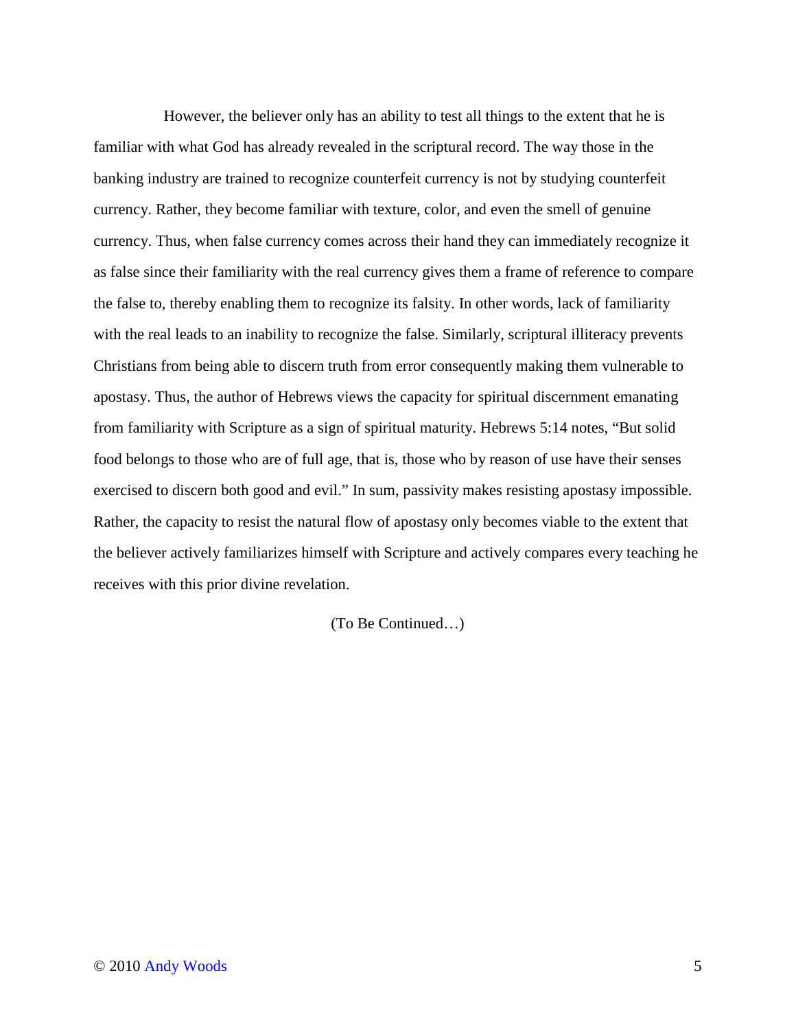However, the believer only has an ability to test all things to the extent that he is familiar with what God has already revealed in the scriptural record. The way those in the banking industry are trained to recognize counterfeit currency is not by studying counterfeit currency. Rather, they become familiar with texture, color, and even the smell of genuine currency. Thus, when false currency comes across their hand they can immediately recognize it as false since their familiarity with the real currency gives them a frame of reference to compare the false to, thereby enabling them to recognize its falsity. In other words, lack of familiarity with the real leads to an inability to recognize the false. Similarly, scriptural illiteracy prevents Christians from being able to discern truth from error consequently making them vulnerable to apostasy. Thus, the author of Hebrews views the capacity for spiritual discernment emanating from familiarity with Scripture as a sign of spiritual maturity. Hebrews 5:14 notes, "But solid food belongs to those who are of full age, that is, those who by reason of use have their senses exercised to discern both good and evil." In sum, passivity makes resisting apostasy impossible. Rather, the capacity to resist the natural flow of apostasy only becomes viable to the extent that the believer actively familiarizes himself with Scripture and actively compares every teaching he receives with this prior divine revelation.

(To Be Continued…)

© 2010 Andy Woods